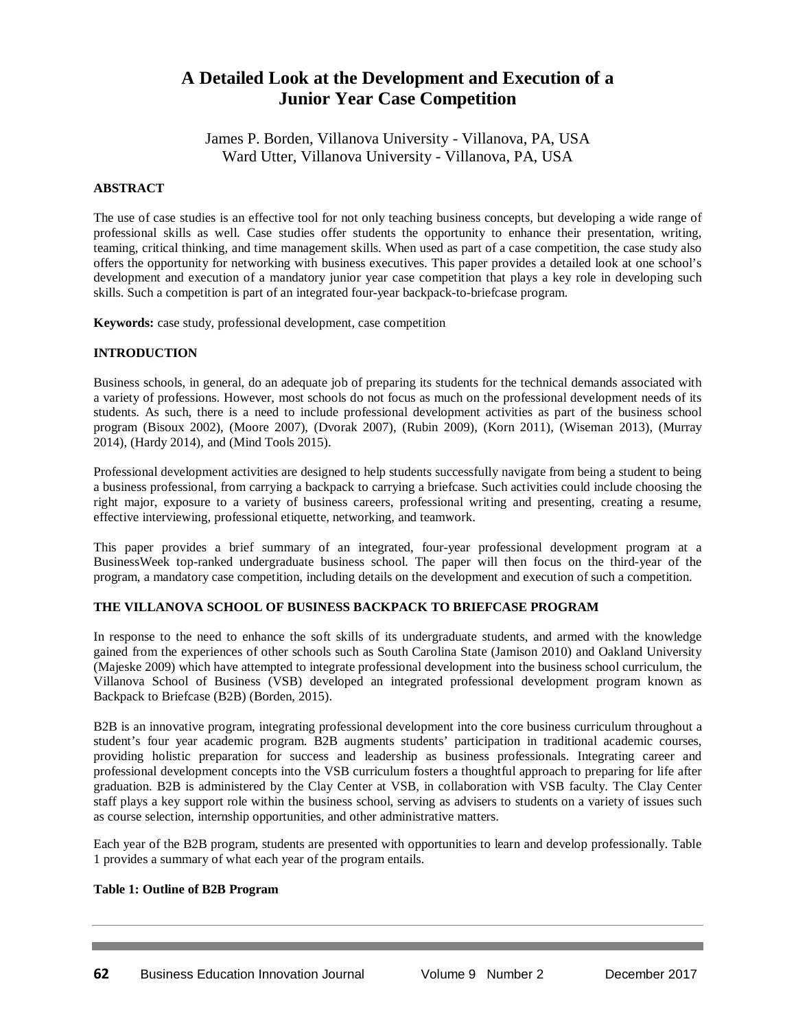# A Detailed Look at the Development and Execution of a Junior Year Case Competition

James P. Borden, Villanova University - Villanova, PA, USA
Ward Utter, Villanova University - Villanova, PA, USA

## ABSTRACT

The use of case studies is an effective tool for not only teaching business concepts, but developing a wide range of professional skills as well. Case studies offer students the opportunity to enhance their presentation, writing, teaming, critical thinking, and time management skills. When used as part of a case competition, the case study also offers the opportunity for networking with business executives. This paper provides a detailed look at one school's development and execution of a mandatory junior year case competition that plays a key role in developing such skills. Such a competition is part of an integrated four-year backpack-to-briefcase program.

**Keywords:** case study, professional development, case competition

## INTRODUCTION

Business schools, in general, do an adequate job of preparing its students for the technical demands associated with a variety of professions. However, most schools do not focus as much on the professional development needs of its students. As such, there is a need to include professional development activities as part of the business school program (Bisoux 2002), (Moore 2007), (Dvorak 2007), (Rubin 2009), (Korn 2011), (Wiseman 2013), (Murray 2014), (Hardy 2014), and (Mind Tools 2015).

Professional development activities are designed to help students successfully navigate from being a student to being a business professional, from carrying a backpack to carrying a briefcase. Such activities could include choosing the right major, exposure to a variety of business careers, professional writing and presenting, creating a resume, effective interviewing, professional etiquette, networking, and teamwork.

This paper provides a brief summary of an integrated, four-year professional development program at a BusinessWeek top-ranked undergraduate business school. The paper will then focus on the third-year of the program, a mandatory case competition, including details on the development and execution of such a competition.

## THE VILLANOVA SCHOOL OF BUSINESS BACKPACK TO BRIEFCASE PROGRAM

In response to the need to enhance the soft skills of its undergraduate students, and armed with the knowledge gained from the experiences of other schools such as South Carolina State (Jamison 2010) and Oakland University (Majeske 2009) which have attempted to integrate professional development into the business school curriculum, the Villanova School of Business (VSB) developed an integrated professional development program known as Backpack to Briefcase (B2B) (Borden, 2015).

B2B is an innovative program, integrating professional development into the core business curriculum throughout a student's four year academic program. B2B augments students' participation in traditional academic courses, providing holistic preparation for success and leadership as business professionals. Integrating career and professional development concepts into the VSB curriculum fosters a thoughtful approach to preparing for life after graduation. B2B is administered by the Clay Center at VSB, in collaboration with VSB faculty. The Clay Center staff plays a key support role within the business school, serving as advisers to students on a variety of issues such as course selection, internship opportunities, and other administrative matters.

Each year of the B2B program, students are presented with opportunities to learn and develop professionally. Table 1 provides a summary of what each year of the program entails.

**Table 1: Outline of B2B Program**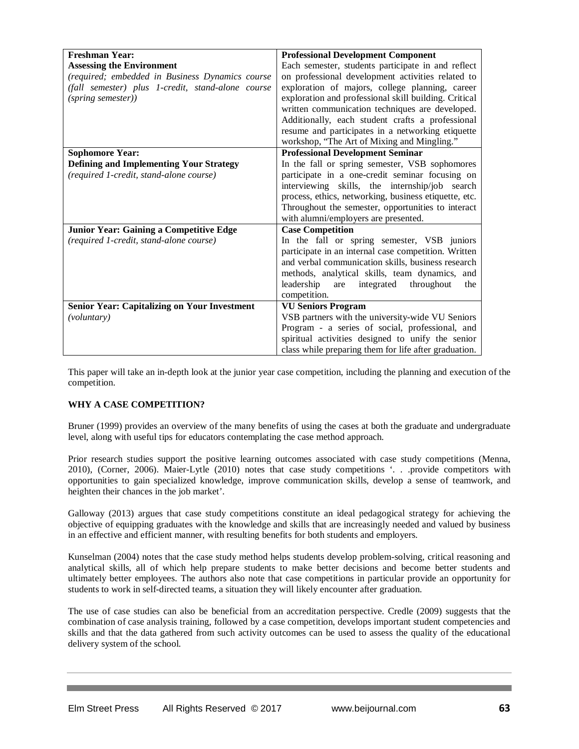| **Freshman Year: Assessing the Environment** *(required; embedded in Business Dynamics course (fall semester) plus 1-credit, stand-alone course (spring semester))* | **Professional Development Component** Each semester, students participate in and reflect on professional development activities related to exploration of majors, college planning, career exploration and professional skill building. Critical written communication techniques are developed. Additionally, each student crafts a professional resume and participates in a networking etiquette workshop, "The Art of Mixing and Mingling." |
|---|---|
| **Sophomore Year: Defining and Implementing Your Strategy** *(required 1-credit, stand-alone course)* | **Professional Development Seminar** In the fall or spring semester, VSB sophomores participate in a one-credit seminar focusing on interviewing skills, the internship/job search process, ethics, networking, business etiquette, etc. Throughout the semester, opportunities to interact with alumni/employers are presented. |
| **Junior Year: Gaining a Competitive Edge** *(required 1-credit, stand-alone course)* | **Case Competition** In the fall or spring semester, VSB juniors participate in an internal case competition. Written and verbal communication skills, business research methods, analytical skills, team dynamics, and leadership are integrated throughout the competition. |
| **Senior Year: Capitalizing on Your Investment** *(voluntary)* | **VU Seniors Program** VSB partners with the university-wide VU Seniors Program - a series of social, professional, and spiritual activities designed to unify the senior class while preparing them for life after graduation. |

This paper will take an in-depth look at the junior year case competition, including the planning and execution of the competition.

## WHY A CASE COMPETITION?

Bruner (1999) provides an overview of the many benefits of using the cases at both the graduate and undergraduate level, along with useful tips for educators contemplating the case method approach.

Prior research studies support the positive learning outcomes associated with case study competitions (Menna, 2010), (Corner, 2006). Maier-Lytle (2010) notes that case study competitions '. . .provide competitors with opportunities to gain specialized knowledge, improve communication skills, develop a sense of teamwork, and heighten their chances in the job market'.

Galloway (2013) argues that case study competitions constitute an ideal pedagogical strategy for achieving the objective of equipping graduates with the knowledge and skills that are increasingly needed and valued by business in an effective and efficient manner, with resulting benefits for both students and employers.

Kunselman (2004) notes that the case study method helps students develop problem-solving, critical reasoning and analytical skills, all of which help prepare students to make better decisions and become better students and ultimately better employees. The authors also note that case competitions in particular provide an opportunity for students to work in self-directed teams, a situation they will likely encounter after graduation.

The use of case studies can also be beneficial from an accreditation perspective. Credle (2009) suggests that the combination of case analysis training, followed by a case competition, develops important student competencies and skills and that the data gathered from such activity outcomes can be used to assess the quality of the educational delivery system of the school.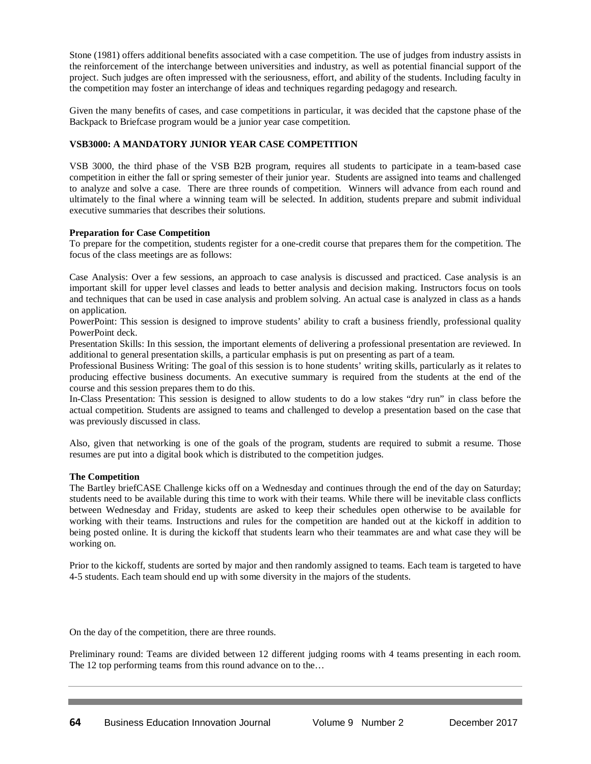Stone (1981) offers additional benefits associated with a case competition. The use of judges from industry assists in the reinforcement of the interchange between universities and industry, as well as potential financial support of the project. Such judges are often impressed with the seriousness, effort, and ability of the students. Including faculty in the competition may foster an interchange of ideas and techniques regarding pedagogy and research.

Given the many benefits of cases, and case competitions in particular, it was decided that the capstone phase of the Backpack to Briefcase program would be a junior year case competition.

## VSB3000: A MANDATORY JUNIOR YEAR CASE COMPETITION

VSB 3000, the third phase of the VSB B2B program, requires all students to participate in a team-based case competition in either the fall or spring semester of their junior year. Students are assigned into teams and challenged to analyze and solve a case. There are three rounds of competition. Winners will advance from each round and ultimately to the final where a winning team will be selected. In addition, students prepare and submit individual executive summaries that describes their solutions.

### Preparation for Case Competition

To prepare for the competition, students register for a one-credit course that prepares them for the competition. The focus of the class meetings are as follows:

Case Analysis: Over a few sessions, an approach to case analysis is discussed and practiced. Case analysis is an important skill for upper level classes and leads to better analysis and decision making. Instructors focus on tools and techniques that can be used in case analysis and problem solving. An actual case is analyzed in class as a hands on application.

PowerPoint: This session is designed to improve students' ability to craft a business friendly, professional quality PowerPoint deck.

Presentation Skills: In this session, the important elements of delivering a professional presentation are reviewed. In additional to general presentation skills, a particular emphasis is put on presenting as part of a team.

Professional Business Writing: The goal of this session is to hone students' writing skills, particularly as it relates to producing effective business documents. An executive summary is required from the students at the end of the course and this session prepares them to do this.

In-Class Presentation: This session is designed to allow students to do a low stakes "dry run" in class before the actual competition. Students are assigned to teams and challenged to develop a presentation based on the case that was previously discussed in class.

Also, given that networking is one of the goals of the program, students are required to submit a resume. Those resumes are put into a digital book which is distributed to the competition judges.

### The Competition

The Bartley briefCASE Challenge kicks off on a Wednesday and continues through the end of the day on Saturday; students need to be available during this time to work with their teams. While there will be inevitable class conflicts between Wednesday and Friday, students are asked to keep their schedules open otherwise to be available for working with their teams. Instructions and rules for the competition are handed out at the kickoff in addition to being posted online. It is during the kickoff that students learn who their teammates are and what case they will be working on.

Prior to the kickoff, students are sorted by major and then randomly assigned to teams. Each team is targeted to have 4-5 students. Each team should end up with some diversity in the majors of the students.

On the day of the competition, there are three rounds.

Preliminary round: Teams are divided between 12 different judging rooms with 4 teams presenting in each room. The 12 top performing teams from this round advance on to the…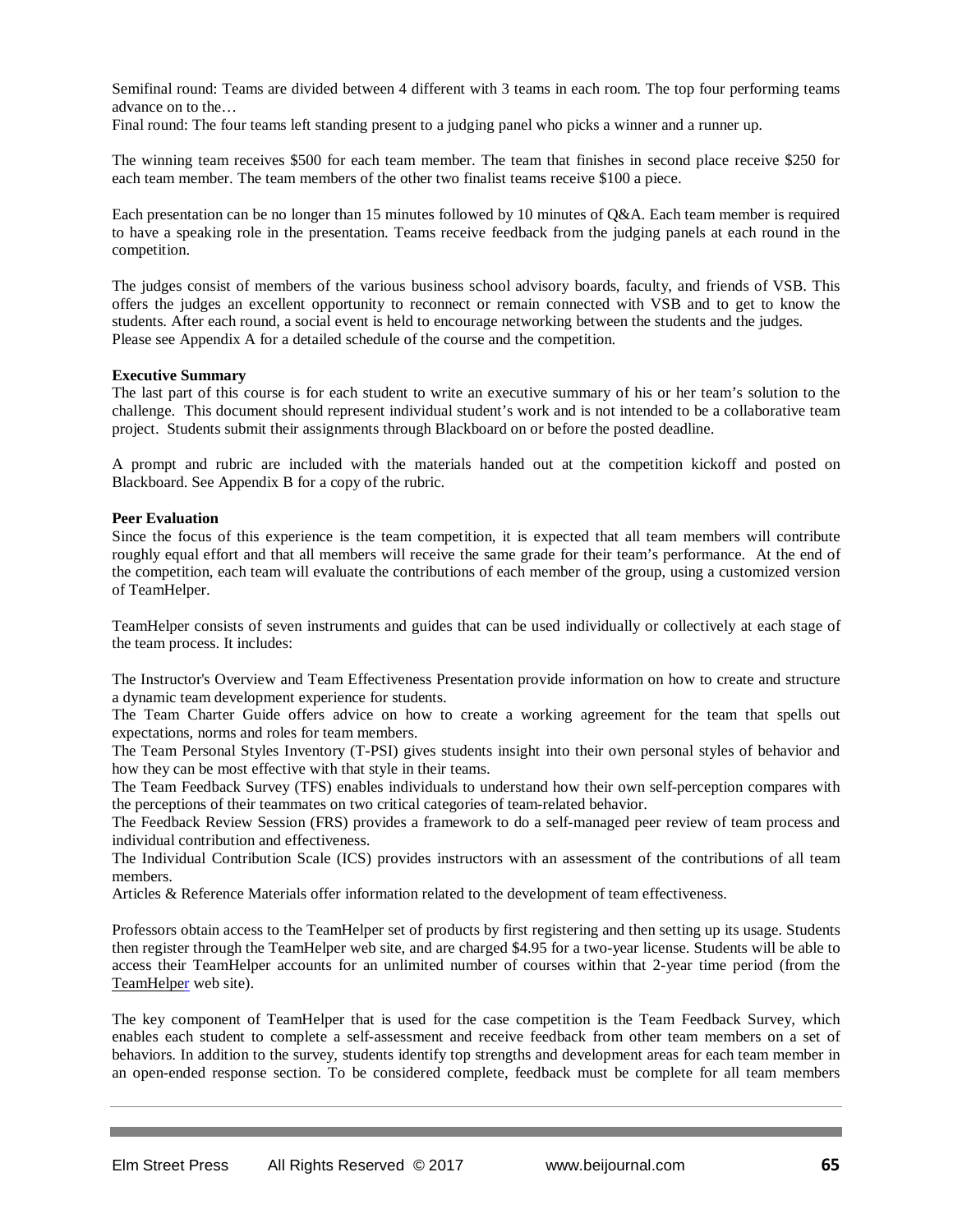Semifinal round: Teams are divided between 4 different with 3 teams in each room. The top four performing teams advance on to the…

Final round: The four teams left standing present to a judging panel who picks a winner and a runner up.

The winning team receives $500 for each team member. The team that finishes in second place receive $250 for each team member. The team members of the other two finalist teams receive $100 a piece.

Each presentation can be no longer than 15 minutes followed by 10 minutes of Q&A. Each team member is required to have a speaking role in the presentation. Teams receive feedback from the judging panels at each round in the competition.

The judges consist of members of the various business school advisory boards, faculty, and friends of VSB. This offers the judges an excellent opportunity to reconnect or remain connected with VSB and to get to know the students. After each round, a social event is held to encourage networking between the students and the judges.
Please see Appendix A for a detailed schedule of the course and the competition.

**Executive Summary**

The last part of this course is for each student to write an executive summary of his or her team's solution to the challenge. This document should represent individual student's work and is not intended to be a collaborative team project. Students submit their assignments through Blackboard on or before the posted deadline.

A prompt and rubric are included with the materials handed out at the competition kickoff and posted on Blackboard. See Appendix B for a copy of the rubric.

**Peer Evaluation**

Since the focus of this experience is the team competition, it is expected that all team members will contribute roughly equal effort and that all members will receive the same grade for their team's performance. At the end of the competition, each team will evaluate the contributions of each member of the group, using a customized version of TeamHelper.

TeamHelper consists of seven instruments and guides that can be used individually or collectively at each stage of the team process. It includes:

The Instructor's Overview and Team Effectiveness Presentation provide information on how to create and structure a dynamic team development experience for students.
The Team Charter Guide offers advice on how to create a working agreement for the team that spells out expectations, norms and roles for team members.
The Team Personal Styles Inventory (T-PSI) gives students insight into their own personal styles of behavior and how they can be most effective with that style in their teams.
The Team Feedback Survey (TFS) enables individuals to understand how their own self-perception compares with the perceptions of their teammates on two critical categories of team-related behavior.
The Feedback Review Session (FRS) provides a framework to do a self-managed peer review of team process and individual contribution and effectiveness.
The Individual Contribution Scale (ICS) provides instructors with an assessment of the contributions of all team members.
Articles & Reference Materials offer information related to the development of team effectiveness.

Professors obtain access to the TeamHelper set of products by first registering and then setting up its usage. Students then register through the TeamHelper web site, and are charged $4.95 for a two-year license. Students will be able to access their TeamHelper accounts for an unlimited number of courses within that 2-year time period (from the TeamHelper web site).

The key component of TeamHelper that is used for the case competition is the Team Feedback Survey, which enables each student to complete a self-assessment and receive feedback from other team members on a set of behaviors. In addition to the survey, students identify top strengths and development areas for each team member in an open-ended response section. To be considered complete, feedback must be complete for all team members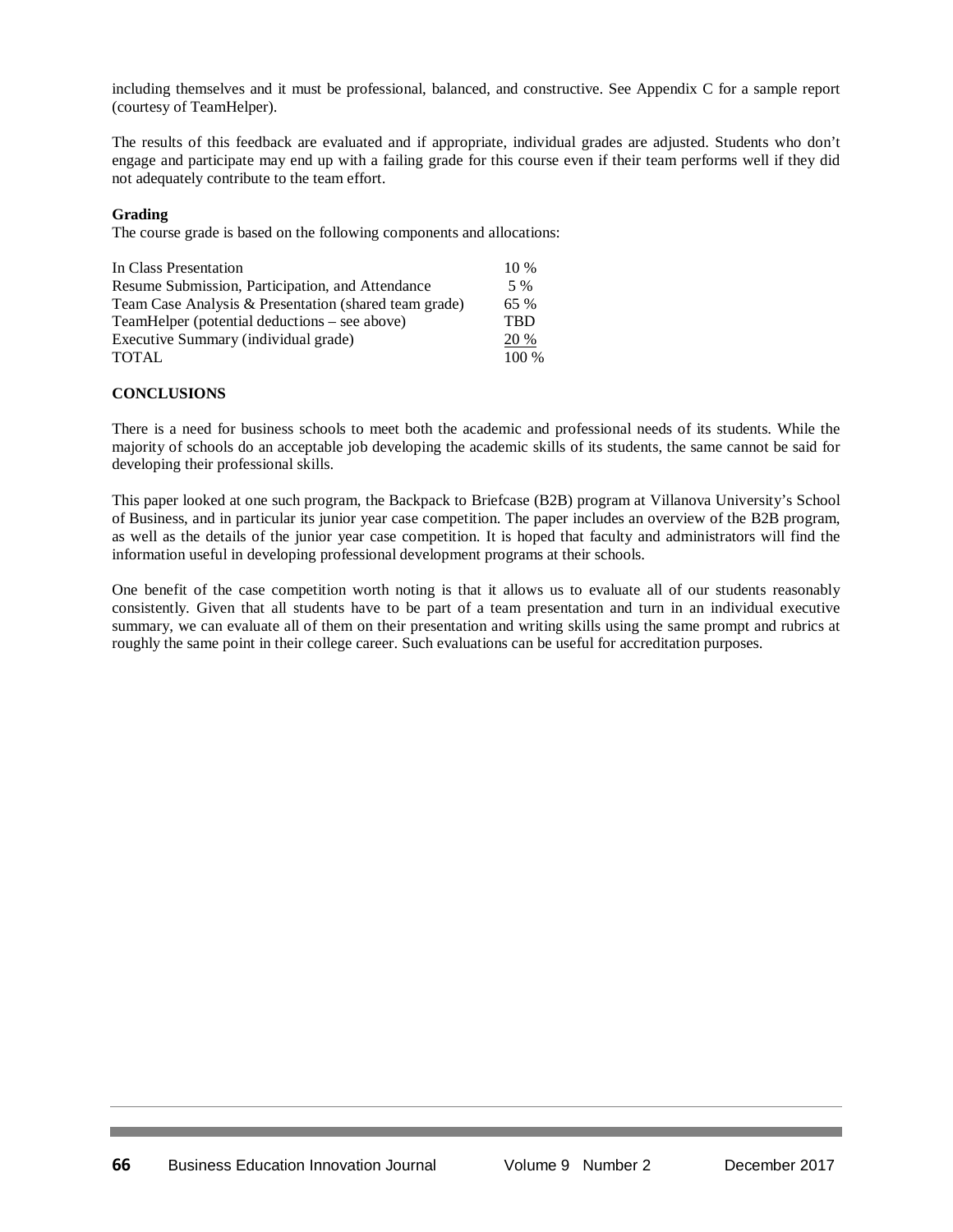including themselves and it must be professional, balanced, and constructive. See Appendix C for a sample report (courtesy of TeamHelper).

The results of this feedback are evaluated and if appropriate, individual grades are adjusted. Students who don't engage and participate may end up with a failing grade for this course even if their team performs well if they did not adequately contribute to the team effort.

**Grading**

The course grade is based on the following components and allocations:

| Component | Allocation |
|---|---|
| In Class Presentation | 10 % |
| Resume Submission, Participation, and Attendance | 5 % |
| Team Case Analysis & Presentation (shared team grade) | 65 % |
| TeamHelper (potential deductions – see above) | TBD |
| Executive Summary (individual grade) | 20 % |
| TOTAL | 100 % |

## CONCLUSIONS

There is a need for business schools to meet both the academic and professional needs of its students. While the majority of schools do an acceptable job developing the academic skills of its students, the same cannot be said for developing their professional skills.

This paper looked at one such program, the Backpack to Briefcase (B2B) program at Villanova University's School of Business, and in particular its junior year case competition. The paper includes an overview of the B2B program, as well as the details of the junior year case competition. It is hoped that faculty and administrators will find the information useful in developing professional development programs at their schools.

One benefit of the case competition worth noting is that it allows us to evaluate all of our students reasonably consistently. Given that all students have to be part of a team presentation and turn in an individual executive summary, we can evaluate all of them on their presentation and writing skills using the same prompt and rubrics at roughly the same point in their college career. Such evaluations can be useful for accreditation purposes.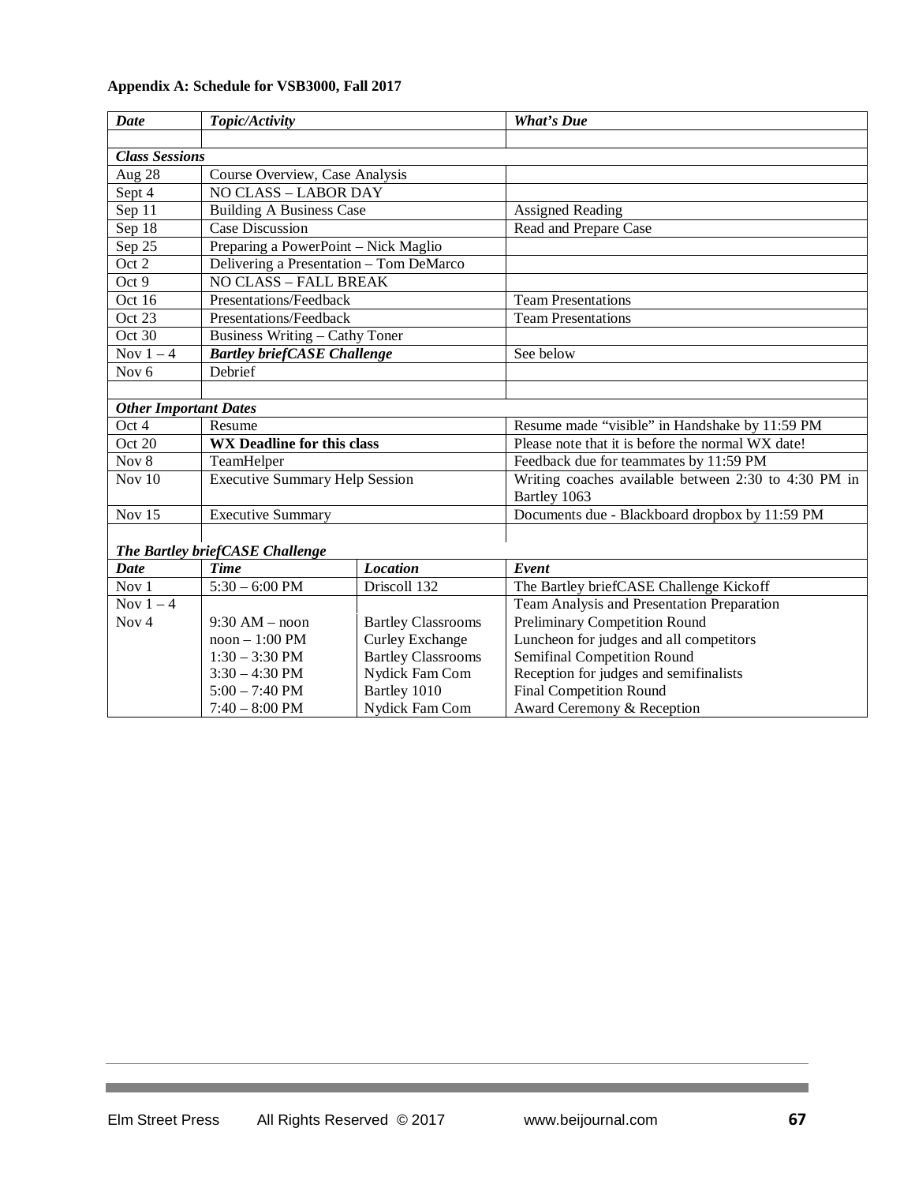**Appendix A: Schedule for VSB3000, Fall 2017**

| *Date* | *Topic/Activity* | *What's Due* |
|---|---|---|
| | | |
| ***Class Sessions*** | | |
| Aug 28 | Course Overview, Case Analysis | |
| Sept 4 | NO CLASS – LABOR DAY | |
| Sep 11 | Building A Business Case | Assigned Reading |
| Sep 18 | Case Discussion | Read and Prepare Case |
| Sep 25 | Preparing a PowerPoint – Nick Maglio | |
| Oct 2 | Delivering a Presentation – Tom DeMarco | |
| Oct 9 | NO CLASS – FALL BREAK | |
| Oct 16 | Presentations/Feedback | Team Presentations |
| Oct 23 | Presentations/Feedback | Team Presentations |
| Oct 30 | Business Writing – Cathy Toner | |
| Nov 1 – 4 | ***Bartley briefCASE Challenge*** | See below |
| Nov 6 | Debrief | |
| | | |
| ***Other Important Dates*** | | |
| Oct 4 | Resume | Resume made "visible" in Handshake by 11:59 PM |
| Oct 20 | **WX Deadline for this class** | Please note that it is before the normal WX date! |
| Nov 8 | TeamHelper | Feedback due for teammates by 11:59 PM |
| Nov 10 | Executive Summary Help Session | Writing coaches available between 2:30 to 4:30 PM in Bartley 1063 |
| Nov 15 | Executive Summary | Documents due - Blackboard dropbox by 11:59 PM |

***The Bartley briefCASE Challenge***

| *Date* | *Time* | *Location* | *Event* |
|---|---|---|---|
| Nov 1 | 5:30 – 6:00 PM | Driscoll 132 | The Bartley briefCASE Challenge Kickoff |
| Nov 1 – 4 | | | Team Analysis and Presentation Preparation |
| Nov 4 | 9:30 AM – noon | Bartley Classrooms | Preliminary Competition Round |
| | noon – 1:00 PM | Curley Exchange | Luncheon for judges and all competitors |
| | 1:30 – 3:30 PM | Bartley Classrooms | Semifinal Competition Round |
| | 3:30 – 4:30 PM | Nydick Fam Com | Reception for judges and semifinalists |
| | 5:00 – 7:40 PM | Bartley 1010 | Final Competition Round |
| | 7:40 – 8:00 PM | Nydick Fam Com | Award Ceremony & Reception |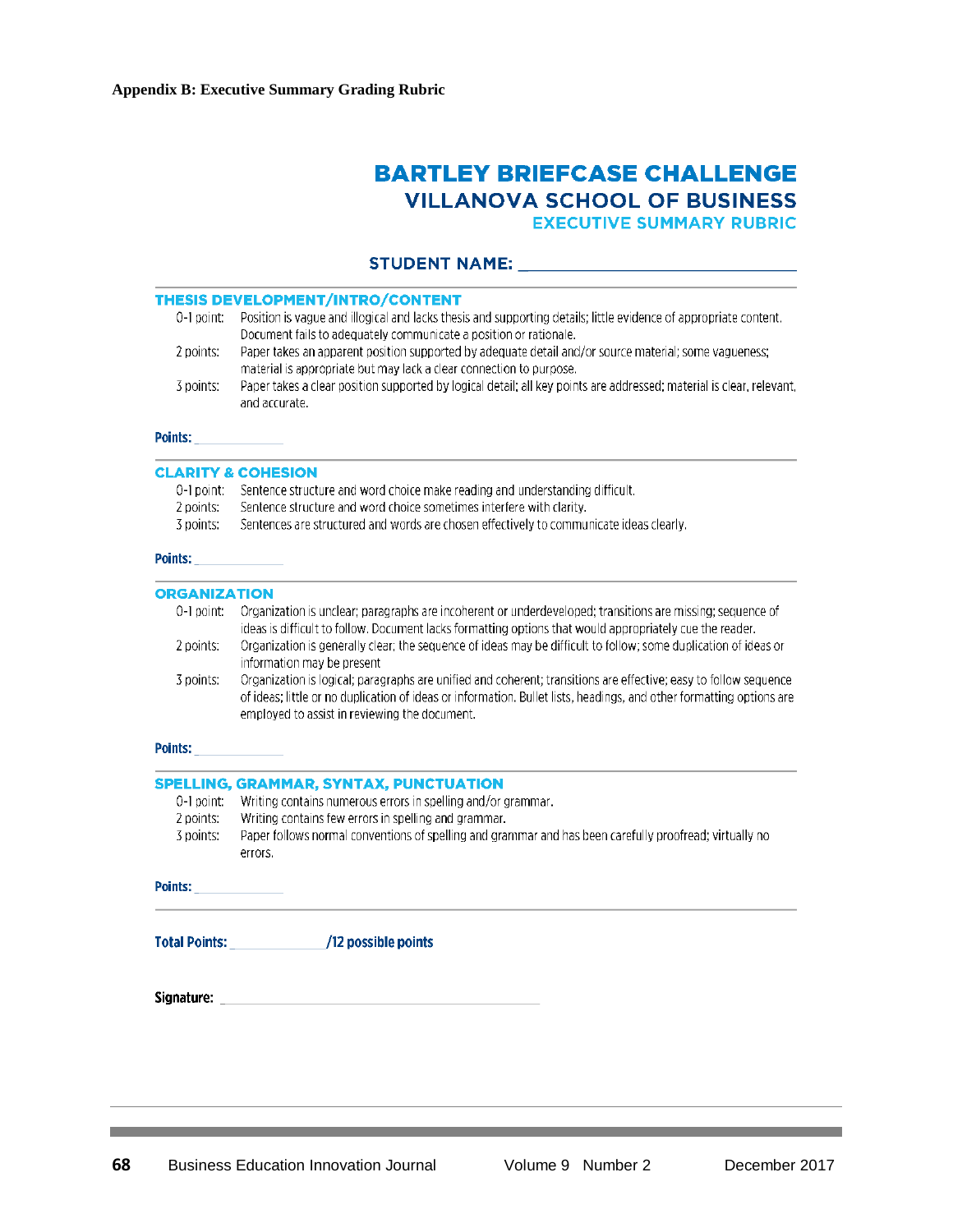**Appendix B: Executive Summary Grading Rubric**

# BARTLEY BRIEFCASE CHALLENGE

## VILLANOVA SCHOOL OF BUSINESS

### EXECUTIVE SUMMARY RUBRIC

**STUDENT NAME:** ______________________________

### THESIS DEVELOPMENT/INTRO/CONTENT

- 0-1 point: Position is vague and illogical and lacks thesis and supporting details; little evidence of appropriate content. Document fails to adequately communicate a position or rationale.
- 2 points: Paper takes an apparent position supported by adequate detail and/or source material; some vagueness; material is appropriate but may lack a clear connection to purpose.
- 3 points: Paper takes a clear position supported by logical detail; all key points are addressed; material is clear, relevant, and accurate.

**Points:** ____________

### CLARITY & COHESION

- 0-1 point: Sentence structure and word choice make reading and understanding difficult.
- 2 points: Sentence structure and word choice sometimes interfere with clarity.
- 3 points: Sentences are structured and words are chosen effectively to communicate ideas clearly.

**Points:** ____________

### ORGANIZATION

- 0-1 point: Organization is unclear; paragraphs are incoherent or underdeveloped; transitions are missing; sequence of ideas is difficult to follow. Document lacks formatting options that would appropriately cue the reader.
- 2 points: Organization is generally clear; the sequence of ideas may be difficult to follow; some duplication of ideas or information may be present
- 3 points: Organization is logical; paragraphs are unified and coherent; transitions are effective; easy to follow sequence of ideas; little or no duplication of ideas or information. Bullet lists, headings, and other formatting options are employed to assist in reviewing the document.

**Points:** ____________

### SPELLING, GRAMMAR, SYNTAX, PUNCTUATION

- 0-1 point: Writing contains numerous errors in spelling and/or grammar.
- 2 points: Writing contains few errors in spelling and grammar.
- 3 points: Paper follows normal conventions of spelling and grammar and has been carefully proofread; virtually no errors.

**Points:** ____________

**Total Points:** ____________ **/12 possible points**

**Signature:** ______________________________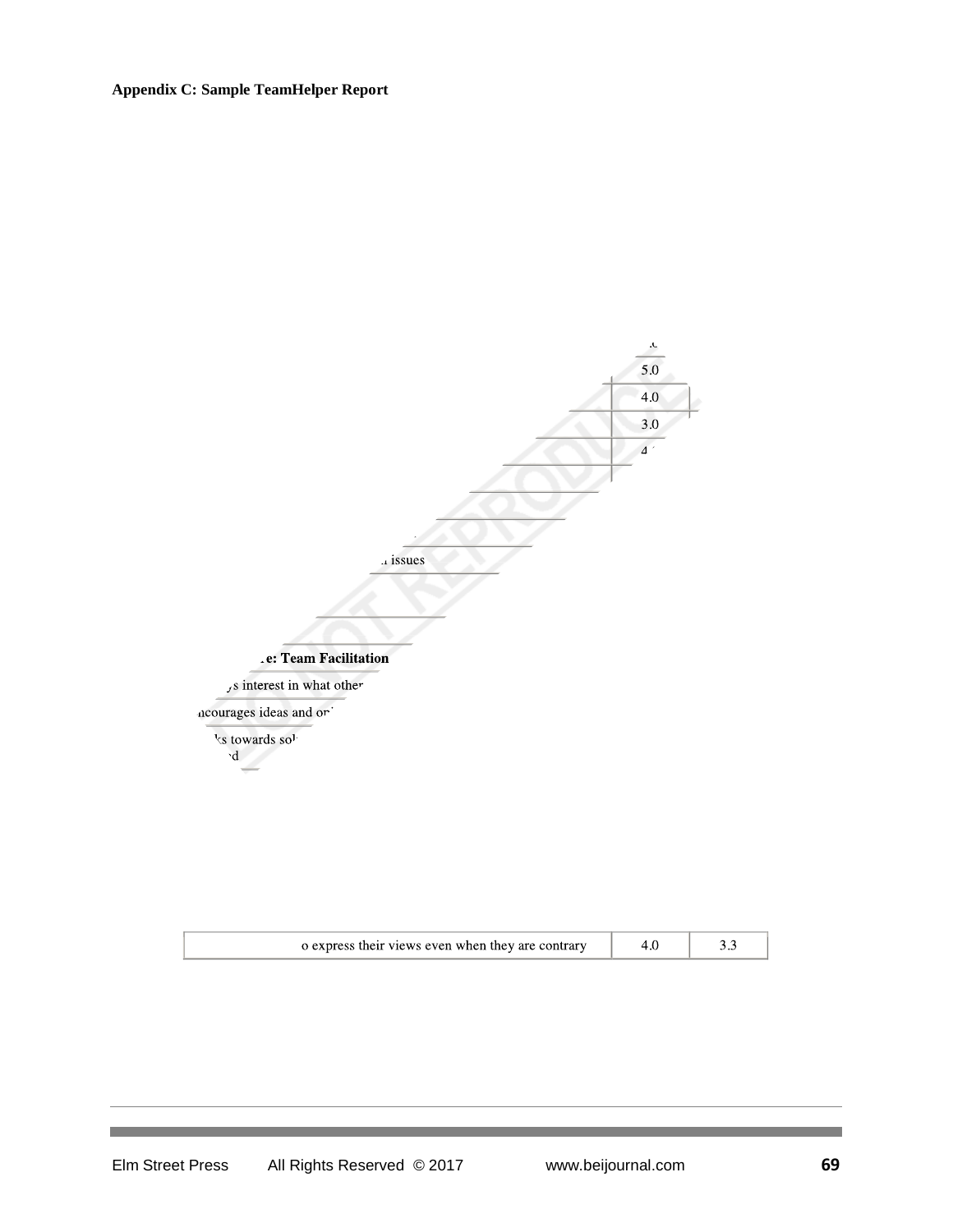**Appendix C: Sample TeamHelper Report**

| | | |
|---|---|---|
| | .c | |
| | 5.0 | |
| | 4.0 | |
| | 3.0 | |
| | 4 | |
| ...issues | | |
| **...e: Team Facilitation** | | |
| ...s interest in what other... | | |
| ...ncourages ideas and o... | | |
| ...ks towards sol... ...d | | |
| ...o express their views even when they are contrary | 4.0 | 3.3 |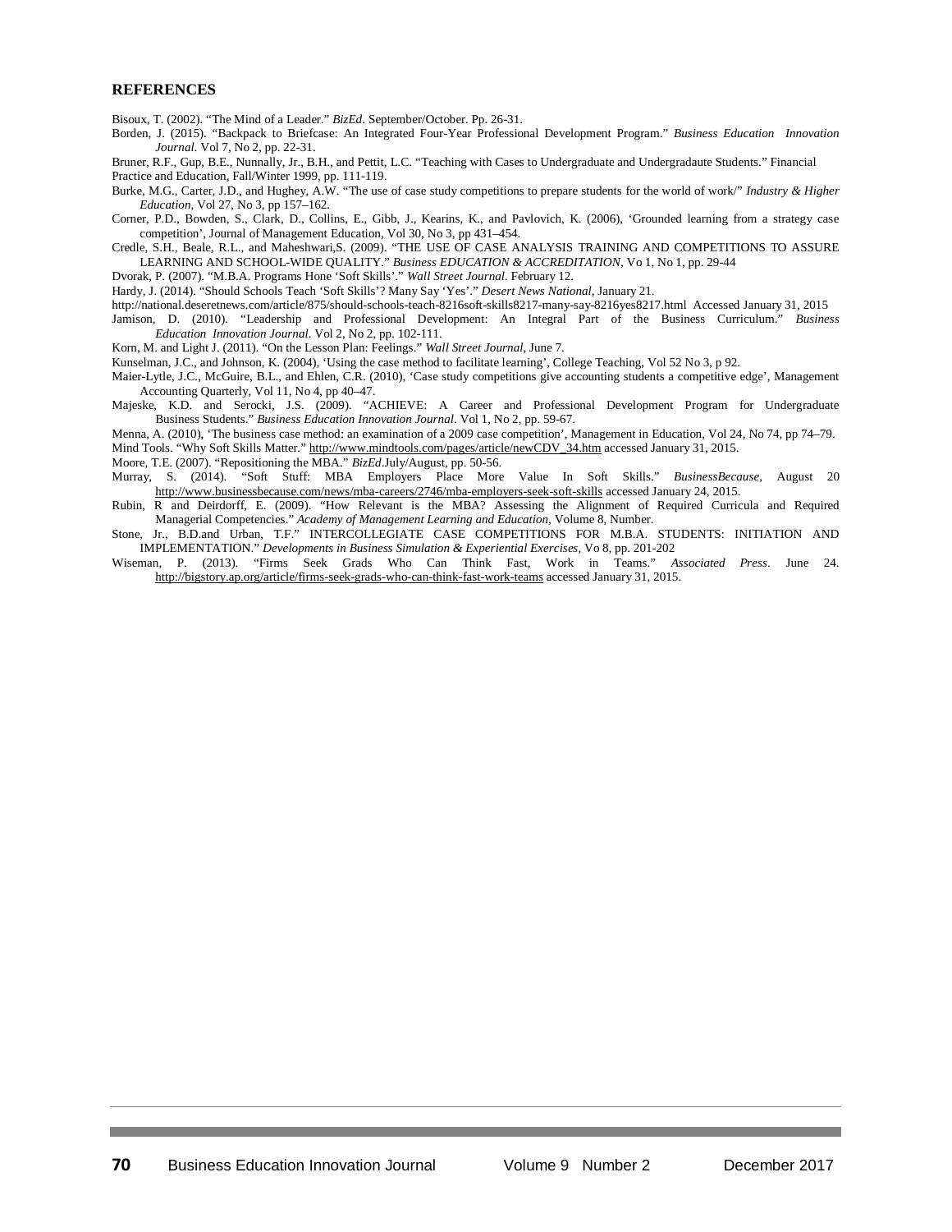### REFERENCES

Bisoux, T. (2002). "The Mind of a Leader." *BizEd*. September/October. Pp. 26-31.

Borden, J. (2015). "Backpack to Briefcase: An Integrated Four-Year Professional Development Program." *Business Education Innovation Journal*. Vol 7, No 2, pp. 22-31.

Bruner, R.F., Gup, B.E., Nunnally, Jr., B.H., and Pettit, L.C. "Teaching with Cases to Undergraduate and Undergradaute Students." Financial Practice and Education, Fall/Winter 1999, pp. 111-119.

Burke, M.G., Carter, J.D., and Hughey, A.W. "The use of case study competitions to prepare students for the world of work/" *Industry & Higher Education*, Vol 27, No 3, pp 157–162.

Corner, P.D., Bowden, S., Clark, D., Collins, E., Gibb, J., Kearins, K., and Pavlovich, K. (2006), 'Grounded learning from a strategy case competition', Journal of Management Education, Vol 30, No 3, pp 431–454.

Credle, S.H., Beale, R.L., and Maheshwari,S. (2009). "THE USE OF CASE ANALYSIS TRAINING AND COMPETITIONS TO ASSURE LEARNING AND SCHOOL-WIDE QUALITY." *Business EDUCATION & ACCREDITATION*, Vo 1, No 1, pp. 29-44

Dvorak, P. (2007). "M.B.A. Programs Hone 'Soft Skills'." *Wall Street Journal*. February 12.

Hardy, J. (2014). "Should Schools Teach 'Soft Skills'? Many Say 'Yes'." *Desert News National*, January 21.

http://national.deseretnews.com/article/875/should-schools-teach-8216soft-skills8217-many-say-8216yes8217.html Accessed January 31, 2015

Jamison, D. (2010). "Leadership and Professional Development: An Integral Part of the Business Curriculum." *Business Education Innovation Journal*. Vol 2, No 2, pp. 102-111.

Korn, M. and Light J. (2011). "On the Lesson Plan: Feelings." *Wall Street Journal*, June 7.

Kunselman, J.C., and Johnson, K. (2004), 'Using the case method to facilitate learning', College Teaching, Vol 52 No 3, p 92.

Maier-Lytle, J.C., McGuire, B.L., and Ehlen, C.R. (2010), 'Case study competitions give accounting students a competitive edge', Management Accounting Quarterly, Vol 11, No 4, pp 40–47.

Majeske, K.D. and Serocki, J.S. (2009). "ACHIEVE: A Career and Professional Development Program for Undergraduate Business Students." *Business Education Innovation Journal*. Vol 1, No 2, pp. 59-67.

Menna, A. (2010), 'The business case method: an examination of a 2009 case competition', Management in Education, Vol 24, No 74, pp 74–79.

Mind Tools. "Why Soft Skills Matter." http://www.mindtools.com/pages/article/newCDV_34.htm accessed January 31, 2015.

Moore, T.E. (2007). "Repositioning the MBA." *BizEd*.July/August, pp. 50-56.

Murray, S. (2014). "Soft Stuff: MBA Employers Place More Value In Soft Skills." *BusinessBecause*, August 20 http://www.businessbecause.com/news/mba-careers/2746/mba-employers-seek-soft-skills accessed January 24, 2015.

Rubin, R and Deirdorff, E. (2009). "How Relevant is the MBA? Assessing the Alignment of Required Curricula and Required Managerial Competencies." *Academy of Management Learning and Education*, Volume 8, Number.

Stone, Jr., B.D.and Urban, T.F." INTERCOLLEGIATE CASE COMPETITIONS FOR M.B.A. STUDENTS: INITIATION AND IMPLEMENTATION." *Developments in Business Simulation & Experiential Exercises*, Vo 8, pp. 201-202

Wiseman, P. (2013). "Firms Seek Grads Who Can Think Fast, Work in Teams." *Associated Press*. June 24. http://bigstory.ap.org/article/firms-seek-grads-who-can-think-fast-work-teams accessed January 31, 2015.